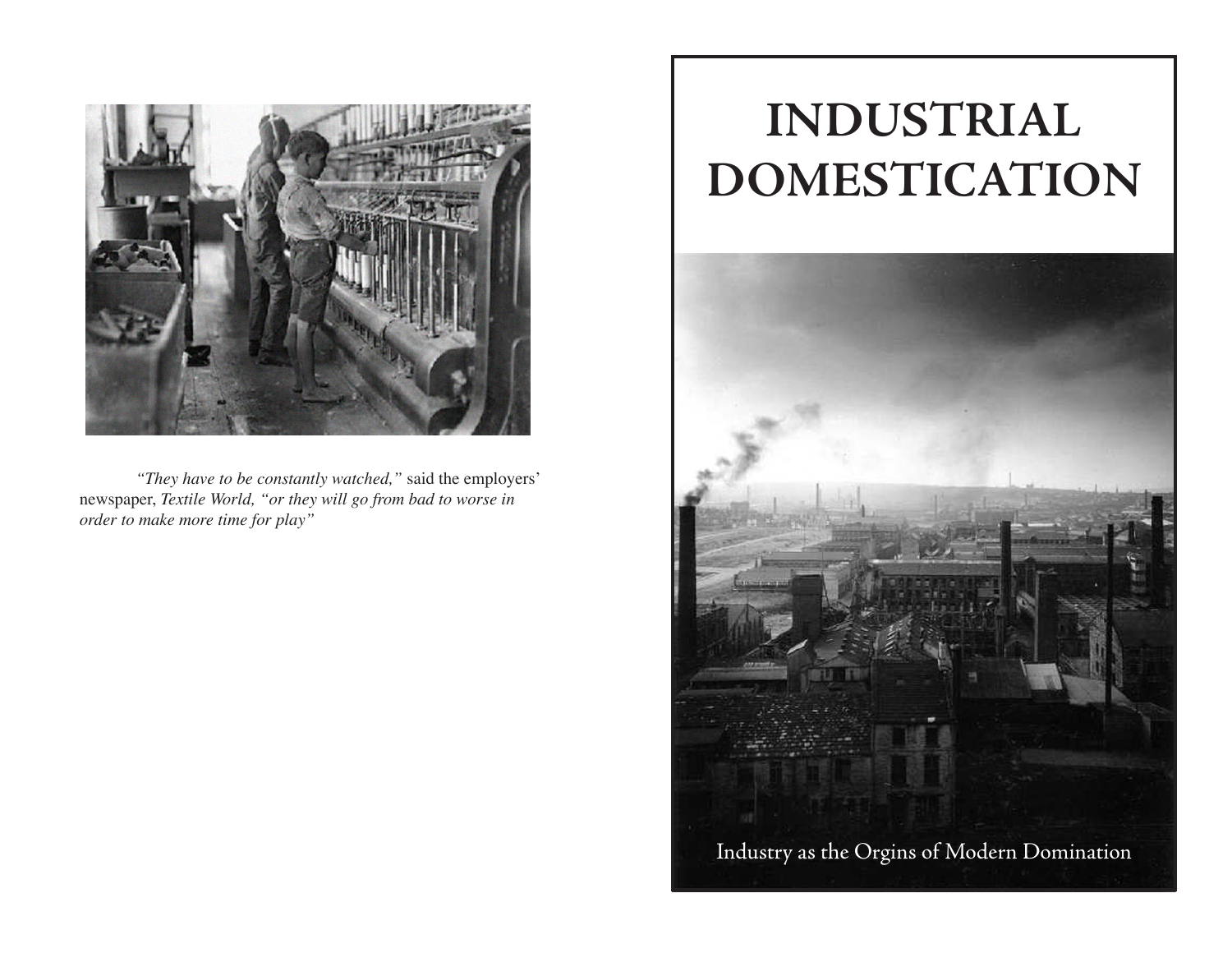*"They have to be constantly watched,"* said the employers' newspaper, *Textile World, "or they will go from bad to worse in order to make more time for play"*

# INDUSTRIAL DOMESTICATION

Industry as the Orgins of Modern Domination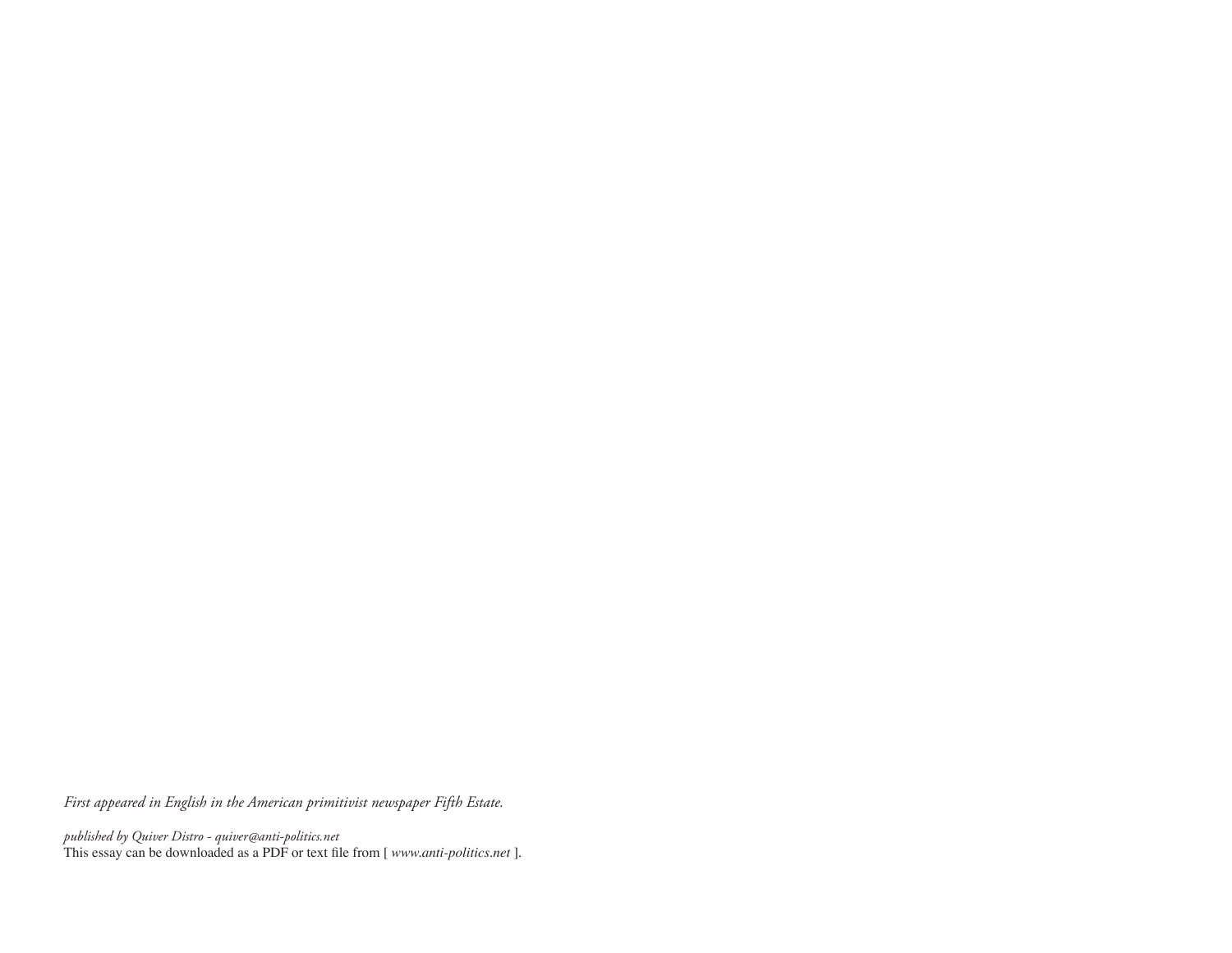*First appeared in English in the American primitivist newspaper Fifth Estate.*

*published by Quiver Distro - quiver@anti-politics.net*
This essay can be downloaded as a PDF or text file from [ *www.anti-politics.net* ].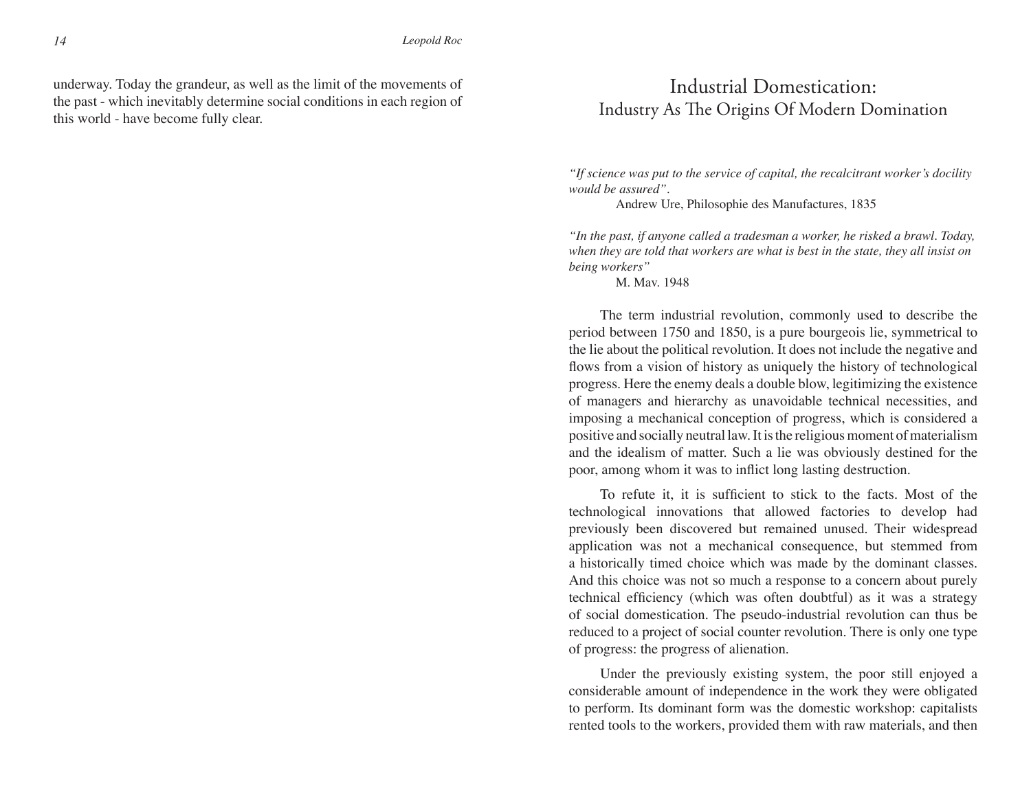underway. Today the grandeur, as well as the limit of the movements of the past - which inevitably determine social conditions in each region of this world - have become fully clear.

# Industrial Domestication:
## Industry As The Origins Of Modern Domination

*"If science was put to the service of capital, the recalcitrant worker's docility would be assured".*

Andrew Ure, Philosophie des Manufactures, 1835

*"In the past, if anyone called a tradesman a worker, he risked a brawl. Today, when they are told that workers are what is best in the state, they all insist on being workers"*

M. Mav. 1948

The term industrial revolution, commonly used to describe the period between 1750 and 1850, is a pure bourgeois lie, symmetrical to the lie about the political revolution. It does not include the negative and flows from a vision of history as uniquely the history of technological progress. Here the enemy deals a double blow, legitimizing the existence of managers and hierarchy as unavoidable technical necessities, and imposing a mechanical conception of progress, which is considered a positive and socially neutral law. It is the religious moment of materialism and the idealism of matter. Such a lie was obviously destined for the poor, among whom it was to inflict long lasting destruction.

To refute it, it is sufficient to stick to the facts. Most of the technological innovations that allowed factories to develop had previously been discovered but remained unused. Their widespread application was not a mechanical consequence, but stemmed from a historically timed choice which was made by the dominant classes. And this choice was not so much a response to a concern about purely technical efficiency (which was often doubtful) as it was a strategy of social domestication. The pseudo-industrial revolution can thus be reduced to a project of social counter revolution. There is only one type of progress: the progress of alienation.

Under the previously existing system, the poor still enjoyed a considerable amount of independence in the work they were obligated to perform. Its dominant form was the domestic workshop: capitalists rented tools to the workers, provided them with raw materials, and then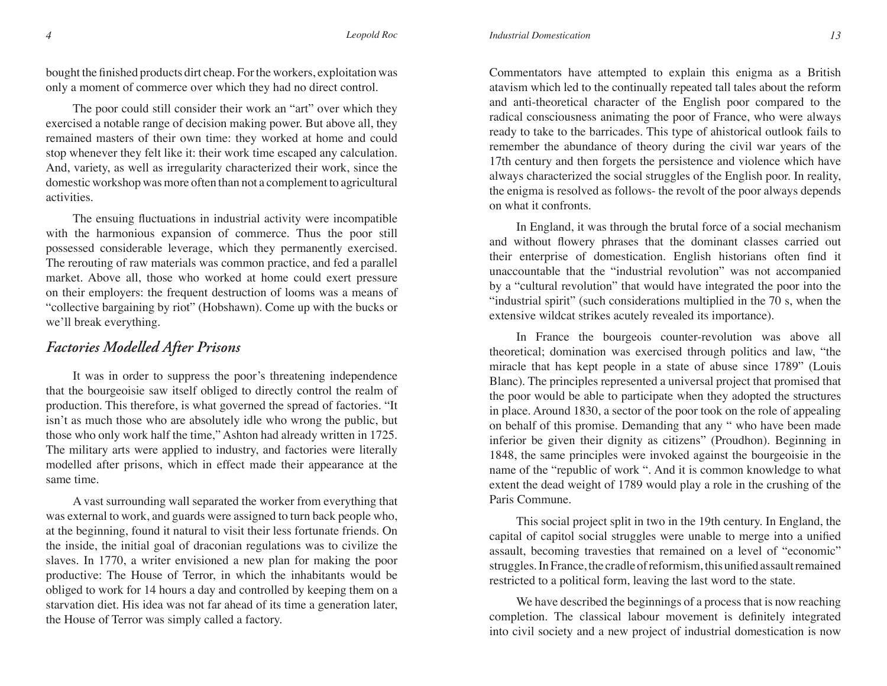bought the finished products dirt cheap. For the workers, exploitation was only a moment of commerce over which they had no direct control.

The poor could still consider their work an "art" over which they exercised a notable range of decision making power. But above all, they remained masters of their own time: they worked at home and could stop whenever they felt like it: their work time escaped any calculation. And, variety, as well as irregularity characterized their work, since the domestic workshop was more often than not a complement to agricultural activities.

The ensuing fluctuations in industrial activity were incompatible with the harmonious expansion of commerce. Thus the poor still possessed considerable leverage, which they permanently exercised. The rerouting of raw materials was common practice, and fed a parallel market. Above all, those who worked at home could exert pressure on their employers: the frequent destruction of looms was a means of "collective bargaining by riot" (Hobshawn). Come up with the bucks or we'll break everything.

## *Factories Modelled After Prisons*

It was in order to suppress the poor's threatening independence that the bourgeoisie saw itself obliged to directly control the realm of production. This therefore, is what governed the spread of factories. "It isn't as much those who are absolutely idle who wrong the public, but those who only work half the time," Ashton had already written in 1725. The military arts were applied to industry, and factories were literally modelled after prisons, which in effect made their appearance at the same time.

A vast surrounding wall separated the worker from everything that was external to work, and guards were assigned to turn back people who, at the beginning, found it natural to visit their less fortunate friends. On the inside, the initial goal of draconian regulations was to civilize the slaves. In 1770, a writer envisioned a new plan for making the poor productive: The House of Terror, in which the inhabitants would be obliged to work for 14 hours a day and controlled by keeping them on a starvation diet. His idea was not far ahead of its time a generation later, the House of Terror was simply called a factory.

Commentators have attempted to explain this enigma as a British atavism which led to the continually repeated tall tales about the reform and anti-theoretical character of the English poor compared to the radical consciousness animating the poor of France, who were always ready to take to the barricades. This type of ahistorical outlook fails to remember the abundance of theory during the civil war years of the 17th century and then forgets the persistence and violence which have always characterized the social struggles of the English poor. In reality, the enigma is resolved as follows- the revolt of the poor always depends on what it confronts.

In England, it was through the brutal force of a social mechanism and without flowery phrases that the dominant classes carried out their enterprise of domestication. English historians often find it unaccountable that the "industrial revolution" was not accompanied by a "cultural revolution" that would have integrated the poor into the "industrial spirit" (such considerations multiplied in the 70 s, when the extensive wildcat strikes acutely revealed its importance).

In France the bourgeois counter-revolution was above all theoretical; domination was exercised through politics and law, "the miracle that has kept people in a state of abuse since 1789" (Louis Blanc). The principles represented a universal project that promised that the poor would be able to participate when they adopted the structures in place. Around 1830, a sector of the poor took on the role of appealing on behalf of this promise. Demanding that any " who have been made inferior be given their dignity as citizens" (Proudhon). Beginning in 1848, the same principles were invoked against the bourgeoisie in the name of the "republic of work ". And it is common knowledge to what extent the dead weight of 1789 would play a role in the crushing of the Paris Commune.

This social project split in two in the 19th century. In England, the capital of capitol social struggles were unable to merge into a unified assault, becoming travesties that remained on a level of "economic" struggles. In France, the cradle of reformism, this unified assault remained restricted to a political form, leaving the last word to the state.

We have described the beginnings of a process that is now reaching completion. The classical labour movement is definitely integrated into civil society and a new project of industrial domestication is now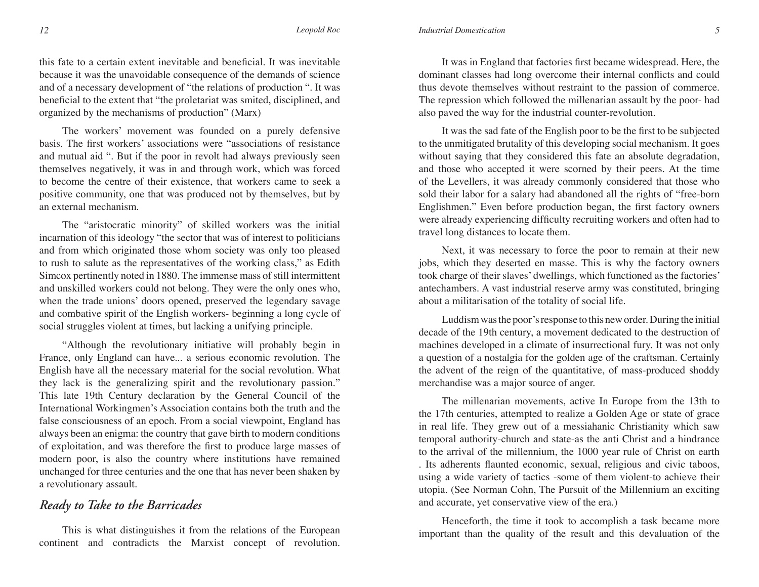this fate to a certain extent inevitable and beneficial. It was inevitable because it was the unavoidable consequence of the demands of science and of a necessary development of "the relations of production ". It was beneficial to the extent that "the proletariat was smited, disciplined, and organized by the mechanisms of production" (Marx)

The workers' movement was founded on a purely defensive basis. The first workers' associations were "associations of resistance and mutual aid ". But if the poor in revolt had always previously seen themselves negatively, it was in and through work, which was forced to become the centre of their existence, that workers came to seek a positive community, one that was produced not by themselves, but by an external mechanism.

The "aristocratic minority" of skilled workers was the initial incarnation of this ideology "the sector that was of interest to politicians and from which originated those whom society was only too pleased to rush to salute as the representatives of the working class," as Edith Simcox pertinently noted in 1880. The immense mass of still intermittent and unskilled workers could not belong. They were the only ones who, when the trade unions' doors opened, preserved the legendary savage and combative spirit of the English workers- beginning a long cycle of social struggles violent at times, but lacking a unifying principle.

"Although the revolutionary initiative will probably begin in France, only England can have... a serious economic revolution. The English have all the necessary material for the social revolution. What they lack is the generalizing spirit and the revolutionary passion." This late 19th Century declaration by the General Council of the International Workingmen's Association contains both the truth and the false consciousness of an epoch. From a social viewpoint, England has always been an enigma: the country that gave birth to modern conditions of exploitation, and was therefore the first to produce large masses of modern poor, is also the country where institutions have remained unchanged for three centuries and the one that has never been shaken by a revolutionary assault.

## *Ready to Take to the Barricades*

This is what distinguishes it from the relations of the European continent and contradicts the Marxist concept of revolution.

It was in England that factories first became widespread. Here, the dominant classes had long overcome their internal conflicts and could thus devote themselves without restraint to the passion of commerce. The repression which followed the millenarian assault by the poor- had also paved the way for the industrial counter-revolution.

It was the sad fate of the English poor to be the first to be subjected to the unmitigated brutality of this developing social mechanism. It goes without saying that they considered this fate an absolute degradation, and those who accepted it were scorned by their peers. At the time of the Levellers, it was already commonly considered that those who sold their labor for a salary had abandoned all the rights of "free-born Englishmen." Even before production began, the first factory owners were already experiencing difficulty recruiting workers and often had to travel long distances to locate them.

Next, it was necessary to force the poor to remain at their new jobs, which they deserted en masse. This is why the factory owners took charge of their slaves' dwellings, which functioned as the factories' antechambers. A vast industrial reserve army was constituted, bringing about a militarisation of the totality of social life.

Luddism was the poor's response to this new order. During the initial decade of the 19th century, a movement dedicated to the destruction of machines developed in a climate of insurrectional fury. It was not only a question of a nostalgia for the golden age of the craftsman. Certainly the advent of the reign of the quantitative, of mass-produced shoddy merchandise was a major source of anger.

The millenarian movements, active In Europe from the 13th to the 17th centuries, attempted to realize a Golden Age or state of grace in real life. They grew out of a messiahanic Christianity which saw temporal authority-church and state-as the anti Christ and a hindrance to the arrival of the millennium, the 1000 year rule of Christ on earth . Its adherents flaunted economic, sexual, religious and civic taboos, using a wide variety of tactics -some of them violent-to achieve their utopia. (See Norman Cohn, The Pursuit of the Millennium an exciting and accurate, yet conservative view of the era.)

Henceforth, the time it took to accomplish a task became more important than the quality of the result and this devaluation of the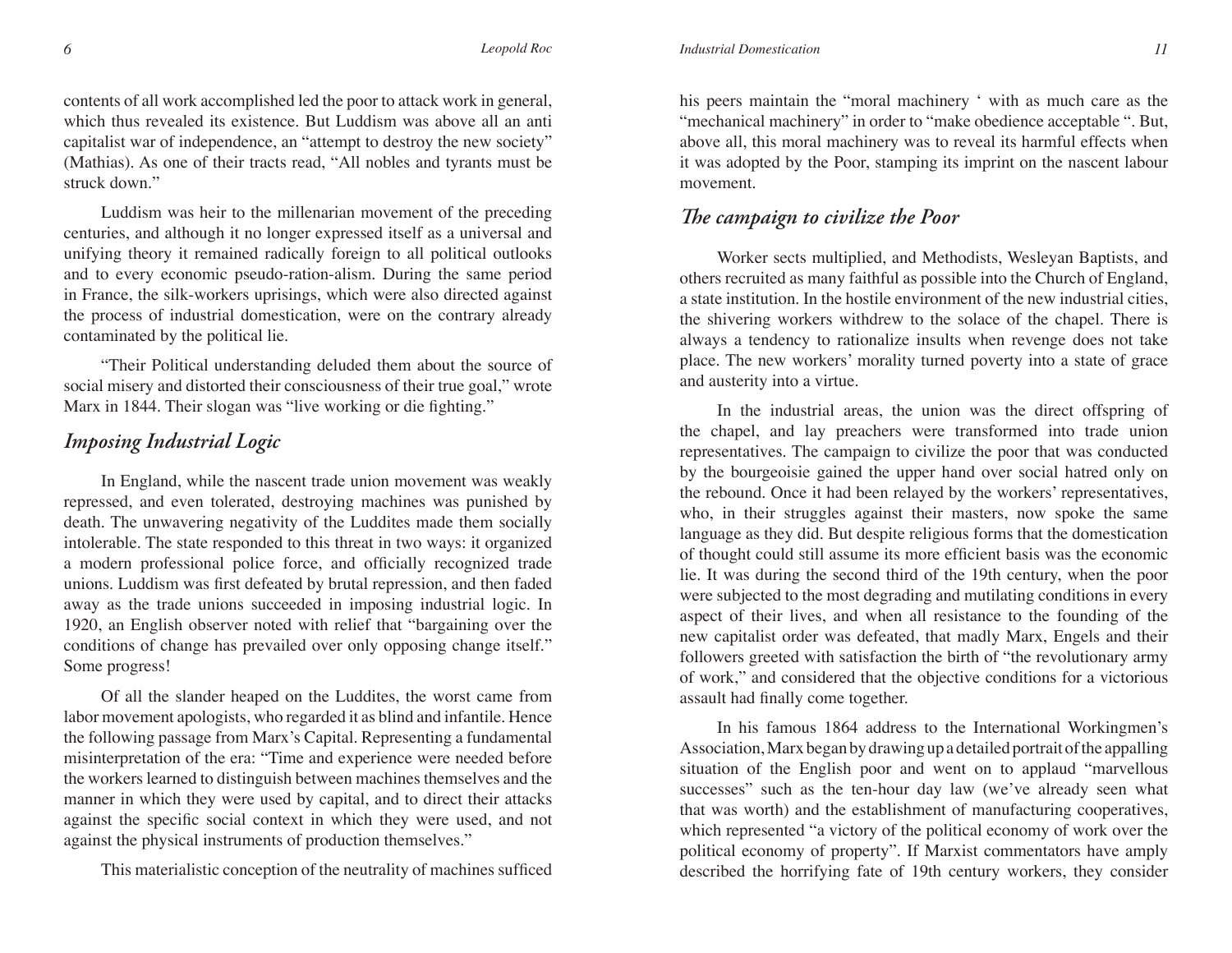contents of all work accomplished led the poor to attack work in general, which thus revealed its existence. But Luddism was above all an anti capitalist war of independence, an "attempt to destroy the new society" (Mathias). As one of their tracts read, "All nobles and tyrants must be struck down."

Luddism was heir to the millenarian movement of the preceding centuries, and although it no longer expressed itself as a universal and unifying theory it remained radically foreign to all political outlooks and to every economic pseudo-ration-alism. During the same period in France, the silk-workers uprisings, which were also directed against the process of industrial domestication, were on the contrary already contaminated by the political lie.

"Their Political understanding deluded them about the source of social misery and distorted their consciousness of their true goal," wrote Marx in 1844. Their slogan was "live working or die fighting."

## *Imposing Industrial Logic*

In England, while the nascent trade union movement was weakly repressed, and even tolerated, destroying machines was punished by death. The unwavering negativity of the Luddites made them socially intolerable. The state responded to this threat in two ways: it organized a modern professional police force, and officially recognized trade unions. Luddism was first defeated by brutal repression, and then faded away as the trade unions succeeded in imposing industrial logic. In 1920, an English observer noted with relief that "bargaining over the conditions of change has prevailed over only opposing change itself." Some progress!

Of all the slander heaped on the Luddites, the worst came from labor movement apologists, who regarded it as blind and infantile. Hence the following passage from Marx's Capital. Representing a fundamental misinterpretation of the era: "Time and experience were needed before the workers learned to distinguish between machines themselves and the manner in which they were used by capital, and to direct their attacks against the specific social context in which they were used, and not against the physical instruments of production themselves."

This materialistic conception of the neutrality of machines sufficed

his peers maintain the "moral machinery ' with as much care as the "mechanical machinery" in order to "make obedience acceptable ". But, above all, this moral machinery was to reveal its harmful effects when it was adopted by the Poor, stamping its imprint on the nascent labour movement.

## *The campaign to civilize the Poor*

Worker sects multiplied, and Methodists, Wesleyan Baptists, and others recruited as many faithful as possible into the Church of England, a state institution. In the hostile environment of the new industrial cities, the shivering workers withdrew to the solace of the chapel. There is always a tendency to rationalize insults when revenge does not take place. The new workers' morality turned poverty into a state of grace and austerity into a virtue.

In the industrial areas, the union was the direct offspring of the chapel, and lay preachers were transformed into trade union representatives. The campaign to civilize the poor that was conducted by the bourgeoisie gained the upper hand over social hatred only on the rebound. Once it had been relayed by the workers' representatives, who, in their struggles against their masters, now spoke the same language as they did. But despite religious forms that the domestication of thought could still assume its more efficient basis was the economic lie. It was during the second third of the 19th century, when the poor were subjected to the most degrading and mutilating conditions in every aspect of their lives, and when all resistance to the founding of the new capitalist order was defeated, that madly Marx, Engels and their followers greeted with satisfaction the birth of "the revolutionary army of work," and considered that the objective conditions for a victorious assault had finally come together.

In his famous 1864 address to the International Workingmen's Association, Marx began by drawing up a detailed portrait of the appalling situation of the English poor and went on to applaud "marvellous successes" such as the ten-hour day law (we've already seen what that was worth) and the establishment of manufacturing cooperatives, which represented "a victory of the political economy of work over the political economy of property". If Marxist commentators have amply described the horrifying fate of 19th century workers, they consider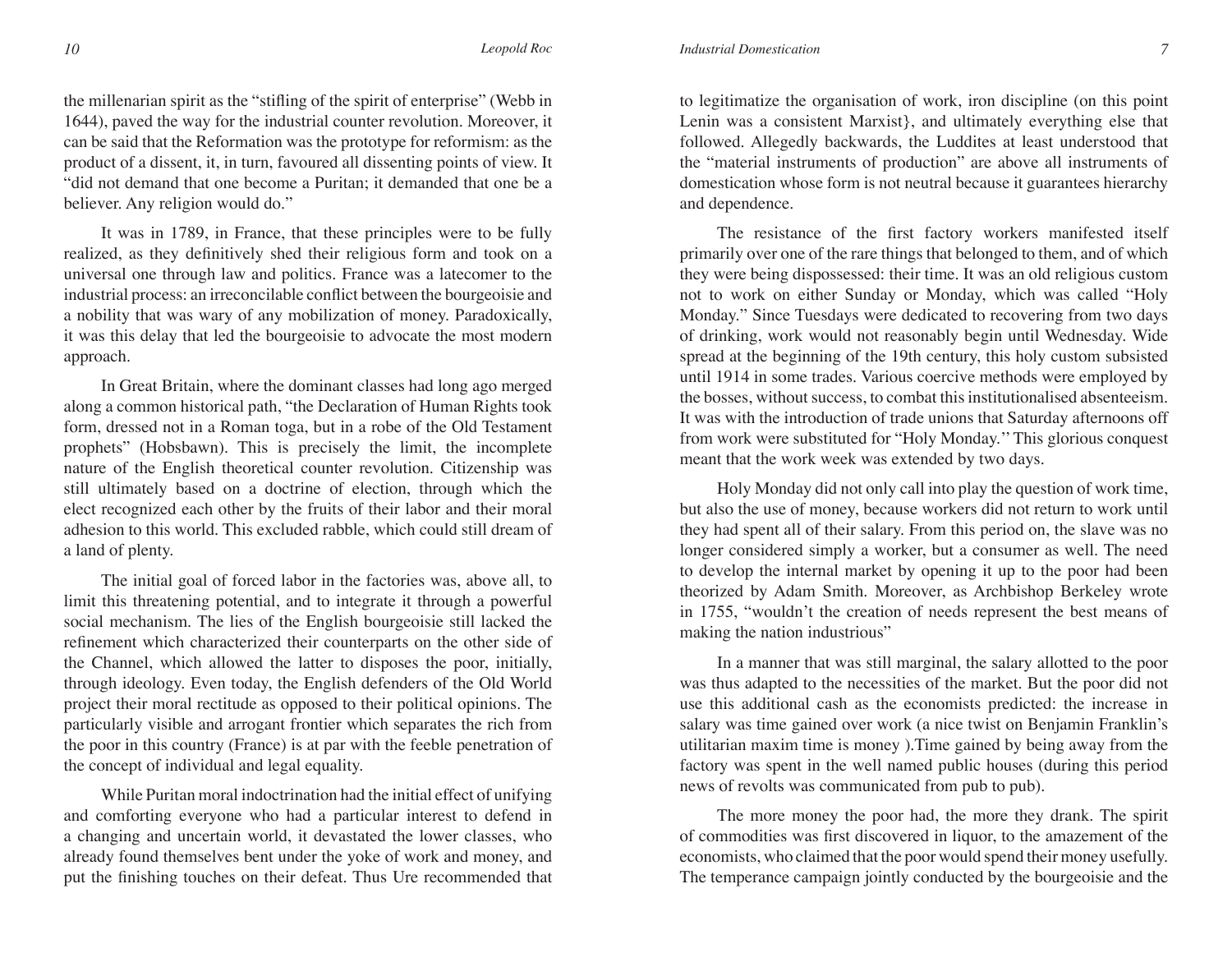the millenarian spirit as the "stifling of the spirit of enterprise" (Webb in 1644), paved the way for the industrial counter revolution. Moreover, it can be said that the Reformation was the prototype for reformism: as the product of a dissent, it, in turn, favoured all dissenting points of view. It "did not demand that one become a Puritan; it demanded that one be a believer. Any religion would do."

It was in 1789, in France, that these principles were to be fully realized, as they definitively shed their religious form and took on a universal one through law and politics. France was a latecomer to the industrial process: an irreconcilable conflict between the bourgeoisie and a nobility that was wary of any mobilization of money. Paradoxically, it was this delay that led the bourgeoisie to advocate the most modern approach.

In Great Britain, where the dominant classes had long ago merged along a common historical path, "the Declaration of Human Rights took form, dressed not in a Roman toga, but in a robe of the Old Testament prophets" (Hobsbawn). This is precisely the limit, the incomplete nature of the English theoretical counter revolution. Citizenship was still ultimately based on a doctrine of election, through which the elect recognized each other by the fruits of their labor and their moral adhesion to this world. This excluded rabble, which could still dream of a land of plenty.

The initial goal of forced labor in the factories was, above all, to limit this threatening potential, and to integrate it through a powerful social mechanism. The lies of the English bourgeoisie still lacked the refinement which characterized their counterparts on the other side of the Channel, which allowed the latter to disposes the poor, initially, through ideology. Even today, the English defenders of the Old World project their moral rectitude as opposed to their political opinions. The particularly visible and arrogant frontier which separates the rich from the poor in this country (France) is at par with the feeble penetration of the concept of individual and legal equality.

While Puritan moral indoctrination had the initial effect of unifying and comforting everyone who had a particular interest to defend in a changing and uncertain world, it devastated the lower classes, who already found themselves bent under the yoke of work and money, and put the finishing touches on their defeat. Thus Ure recommended that to legitimatize the organisation of work, iron discipline (on this point Lenin was a consistent Marxist}, and ultimately everything else that followed. Allegedly backwards, the Luddites at least understood that the "material instruments of production" are above all instruments of domestication whose form is not neutral because it guarantees hierarchy and dependence.

The resistance of the first factory workers manifested itself primarily over one of the rare things that belonged to them, and of which they were being dispossessed: their time. It was an old religious custom not to work on either Sunday or Monday, which was called "Holy Monday." Since Tuesdays were dedicated to recovering from two days of drinking, work would not reasonably begin until Wednesday. Wide spread at the beginning of the 19th century, this holy custom subsisted until 1914 in some trades. Various coercive methods were employed by the bosses, without success, to combat this institutionalised absenteeism. It was with the introduction of trade unions that Saturday afternoons off from work were substituted for "Holy Monday.'' This glorious conquest meant that the work week was extended by two days.

Holy Monday did not only call into play the question of work time, but also the use of money, because workers did not return to work until they had spent all of their salary. From this period on, the slave was no longer considered simply a worker, but a consumer as well. The need to develop the internal market by opening it up to the poor had been theorized by Adam Smith. Moreover, as Archbishop Berkeley wrote in 1755, "wouldn't the creation of needs represent the best means of making the nation industrious"

In a manner that was still marginal, the salary allotted to the poor was thus adapted to the necessities of the market. But the poor did not use this additional cash as the economists predicted: the increase in salary was time gained over work (a nice twist on Benjamin Franklin's utilitarian maxim time is money ).Time gained by being away from the factory was spent in the well named public houses (during this period news of revolts was communicated from pub to pub).

The more money the poor had, the more they drank. The spirit of commodities was first discovered in liquor, to the amazement of the economists, who claimed that the poor would spend their money usefully. The temperance campaign jointly conducted by the bourgeoisie and the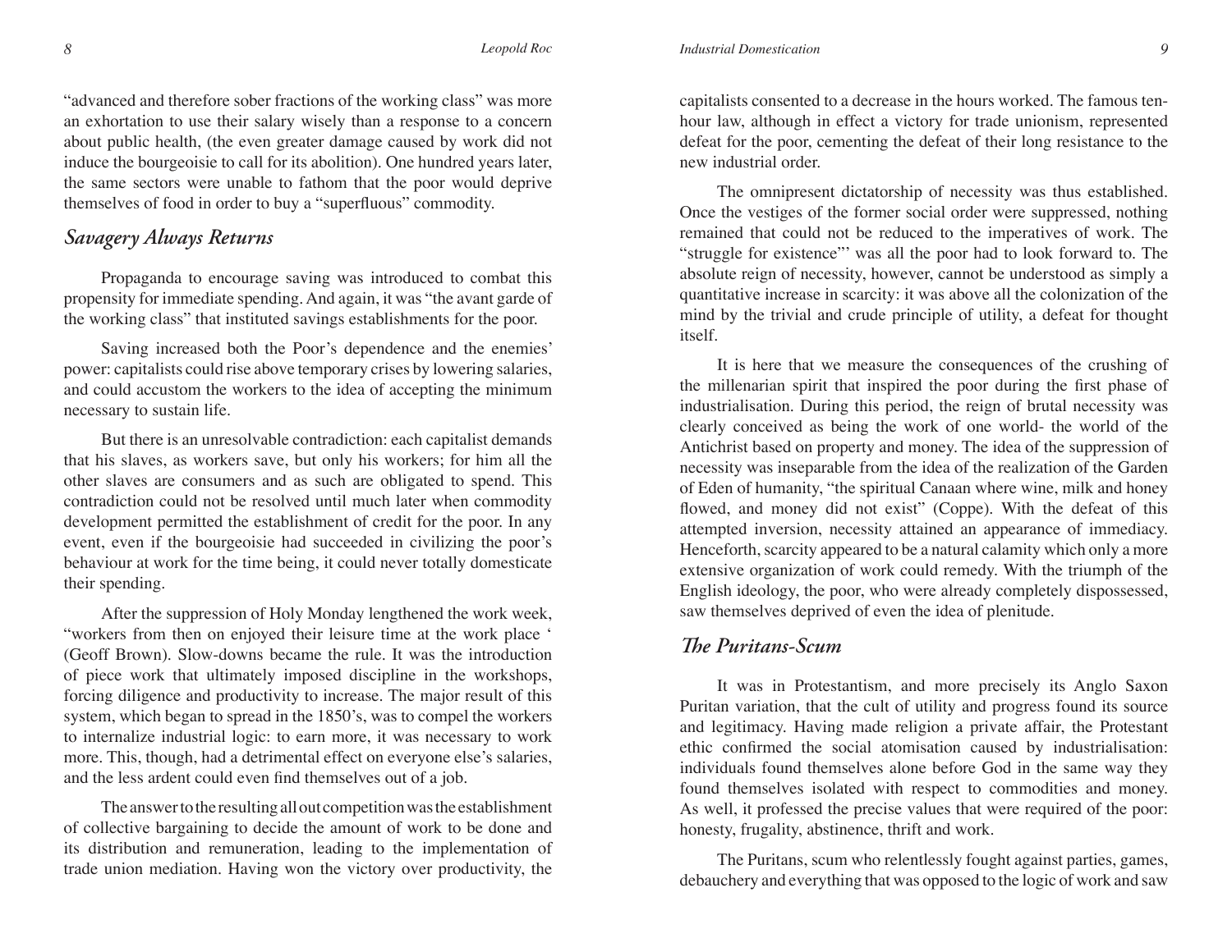"advanced and therefore sober fractions of the working class" was more an exhortation to use their salary wisely than a response to a concern about public health, (the even greater damage caused by work did not induce the bourgeoisie to call for its abolition). One hundred years later, the same sectors were unable to fathom that the poor would deprive themselves of food in order to buy a "superfluous" commodity.

## *Savagery Always Returns*

Propaganda to encourage saving was introduced to combat this propensity for immediate spending. And again, it was "the avant garde of the working class" that instituted savings establishments for the poor.

Saving increased both the Poor's dependence and the enemies' power: capitalists could rise above temporary crises by lowering salaries, and could accustom the workers to the idea of accepting the minimum necessary to sustain life.

But there is an unresolvable contradiction: each capitalist demands that his slaves, as workers save, but only his workers; for him all the other slaves are consumers and as such are obligated to spend. This contradiction could not be resolved until much later when commodity development permitted the establishment of credit for the poor. In any event, even if the bourgeoisie had succeeded in civilizing the poor's behaviour at work for the time being, it could never totally domesticate their spending.

After the suppression of Holy Monday lengthened the work week, "workers from then on enjoyed their leisure time at the work place ' (Geoff Brown). Slow-downs became the rule. It was the introduction of piece work that ultimately imposed discipline in the workshops, forcing diligence and productivity to increase. The major result of this system, which began to spread in the 1850's, was to compel the workers to internalize industrial logic: to earn more, it was necessary to work more. This, though, had a detrimental effect on everyone else's salaries, and the less ardent could even find themselves out of a job.

The answer to the resulting all out competition was the establishment of collective bargaining to decide the amount of work to be done and its distribution and remuneration, leading to the implementation of trade union mediation. Having won the victory over productivity, the capitalists consented to a decrease in the hours worked. The famous ten-hour law, although in effect a victory for trade unionism, represented defeat for the poor, cementing the defeat of their long resistance to the new industrial order.

The omnipresent dictatorship of necessity was thus established. Once the vestiges of the former social order were suppressed, nothing remained that could not be reduced to the imperatives of work. The "struggle for existence"' was all the poor had to look forward to. The absolute reign of necessity, however, cannot be understood as simply a quantitative increase in scarcity: it was above all the colonization of the mind by the trivial and crude principle of utility, a defeat for thought itself.

It is here that we measure the consequences of the crushing of the millenarian spirit that inspired the poor during the first phase of industrialisation. During this period, the reign of brutal necessity was clearly conceived as being the work of one world- the world of the Antichrist based on property and money. The idea of the suppression of necessity was inseparable from the idea of the realization of the Garden of Eden of humanity, "the spiritual Canaan where wine, milk and honey flowed, and money did not exist" (Coppe). With the defeat of this attempted inversion, necessity attained an appearance of immediacy. Henceforth, scarcity appeared to be a natural calamity which only a more extensive organization of work could remedy. With the triumph of the English ideology, the poor, who were already completely dispossessed, saw themselves deprived of even the idea of plenitude.

## *The Puritans-Scum*

It was in Protestantism, and more precisely its Anglo Saxon Puritan variation, that the cult of utility and progress found its source and legitimacy. Having made religion a private affair, the Protestant ethic confirmed the social atomisation caused by industrialisation: individuals found themselves alone before God in the same way they found themselves isolated with respect to commodities and money. As well, it professed the precise values that were required of the poor: honesty, frugality, abstinence, thrift and work.

The Puritans, scum who relentlessly fought against parties, games, debauchery and everything that was opposed to the logic of work and saw